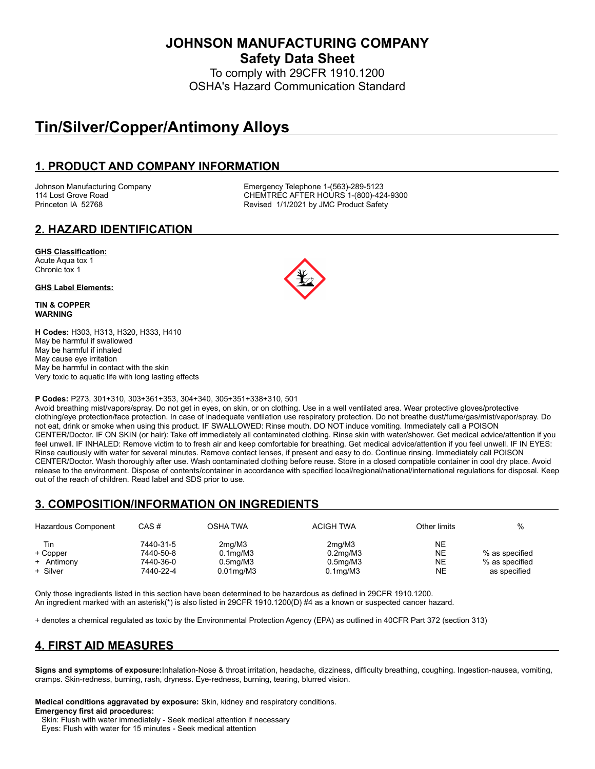# JOHNSON MANUFACTURING COMPANY

## Safety Data Sheet

To comply with 29CFR 1910.1200
OSHA's Hazard Communication Standard

# Tin/Silver/Copper/Antimony Alloys

## 1. PRODUCT AND COMPANY INFORMATION

Johnson Manufacturing Company
114 Lost Grove Road
Princeton IA 52768

Emergency Telephone 1-(563)-289-5123
CHEMTREC AFTER HOURS 1-(800)-424-9300
Revised 1/1/2021 by JMC Product Safety

## 2. HAZARD IDENTIFICATION

**GHS Classification:**
Acute Aqua tox 1
Chronic tox 1

**GHS Label Elements:**

**TIN & COPPER**
**WARNING**

**H Codes:** H303, H313, H320, H333, H410
May be harmful if swallowed
May be harmful if inhaled
May cause eye irritation
May be harmful in contact with the skin
Very toxic to aquatic life with long lasting effects

**P Codes:** P273, 301+310, 303+361+353, 304+340, 305+351+338+310, 501
Avoid breathing mist/vapors/spray. Do not get in eyes, on skin, or on clothing. Use in a well ventilated area. Wear protective gloves/protective clothing/eye protection/face protection. In case of inadequate ventilation use respiratory protection. Do not breathe dust/fume/gas/mist/vapor/spray. Do not eat, drink or smoke when using this product. IF SWALLOWED: Rinse mouth. DO NOT induce vomiting. Immediately call a POISON CENTER/Doctor. IF ON SKIN (or hair): Take off immediately all contaminated clothing. Rinse skin with water/shower. Get medical advice/attention if you feel unwell. IF INHALED: Remove victim to to fresh air and keep comfortable for breathing. Get medical advice/attention if you feel unwell. IF IN EYES: Rinse cautiously with water for several minutes. Remove contact lenses, if present and easy to do. Continue rinsing. Immediately call POISON CENTER/Doctor. Wash thoroughly after use. Wash contaminated clothing before reuse. Store in a closed compatible container in cool dry place. Avoid release to the environment. Dispose of contents/container in accordance with specified local/regional/national/international regulations for disposal. Keep out of the reach of children. Read label and SDS prior to use.

## 3. COMPOSITION/INFORMATION ON INGREDIENTS

| Hazardous Component | CAS # | OSHA TWA | ACIGH TWA | Other limits | % |
|---|---|---|---|---|---|
| Tin | 7440-31-5 | 2mg/M3 | 2mg/M3 | NE | |
| + Copper | 7440-50-8 | 0.1mg/M3 | 0.2mg/M3 | NE | % as specified |
| + Antimony | 7440-36-0 | 0.5mg/M3 | 0.5mg/M3 | NE | % as specified |
| + Silver | 7440-22-4 | 0.01mg/M3 | 0.1mg/M3 | NE | as specified |

Only those ingredients listed in this section have been determined to be hazardous as defined in 29CFR 1910.1200.
An ingredient marked with an asterisk(*) is also listed in 29CFR 1910.1200(D) #4 as a known or suspected cancer hazard.

+ denotes a chemical regulated as toxic by the Environmental Protection Agency (EPA) as outlined in 40CFR Part 372 (section 313)

## 4. FIRST AID MEASURES

**Signs and symptoms of exposure:** Inhalation-Nose & throat irritation, headache, dizziness, difficulty breathing, coughing. Ingestion-nausea, vomiting, cramps. Skin-redness, burning, rash, dryness. Eye-redness, burning, tearing, blurred vision.

**Medical conditions aggravated by exposure:** Skin, kidney and respiratory conditions.
**Emergency first aid procedures:**
Skin: Flush with water immediately - Seek medical attention if necessary
Eyes: Flush with water for 15 minutes - Seek medical attention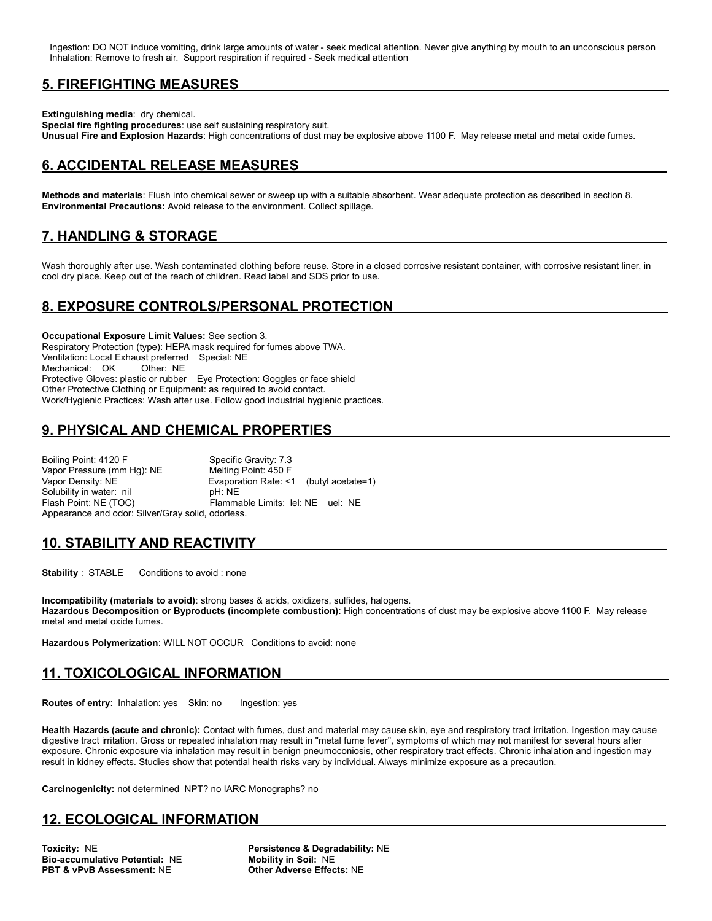Ingestion: DO NOT induce vomiting, drink large amounts of water - seek medical attention. Never give anything by mouth to an unconscious person
Inhalation: Remove to fresh air. Support respiration if required - Seek medical attention

## 5. FIREFIGHTING MEASURES

**Extinguishing media**: dry chemical.
**Special fire fighting procedures**: use self sustaining respiratory suit.
**Unusual Fire and Explosion Hazards**: High concentrations of dust may be explosive above 1100 F. May release metal and metal oxide fumes.

## 6. ACCIDENTAL RELEASE MEASURES

**Methods and materials**: Flush into chemical sewer or sweep up with a suitable absorbent. Wear adequate protection as described in section 8.
**Environmental Precautions:** Avoid release to the environment. Collect spillage.

## 7. HANDLING & STORAGE

Wash thoroughly after use. Wash contaminated clothing before reuse. Store in a closed corrosive resistant container, with corrosive resistant liner, in cool dry place. Keep out of the reach of children. Read label and SDS prior to use.

## 8. EXPOSURE CONTROLS/PERSONAL PROTECTION

**Occupational Exposure Limit Values:** See section 3.
Respiratory Protection (type): HEPA mask required for fumes above TWA.
Ventilation: Local Exhaust preferred Special: NE
Mechanical: OK Other: NE
Protective Gloves: plastic or rubber Eye Protection: Goggles or face shield
Other Protective Clothing or Equipment: as required to avoid contact.
Work/Hygienic Practices: Wash after use. Follow good industrial hygienic practices.

## 9. PHYSICAL AND CHEMICAL PROPERTIES

Boiling Point: 4120 F
Specific Gravity: 7.3
Vapor Pressure (mm Hg): NE
Melting Point: 450 F
Vapor Density: NE
Evaporation Rate: <1 (butyl acetate=1)
Solubility in water: nil
pH: NE
Flash Point: NE (TOC)
Flammable Limits: lel: NE uel: NE
Appearance and odor: Silver/Gray solid, odorless.

## 10. STABILITY AND REACTIVITY

**Stability** : STABLE Conditions to avoid : none

**Incompatibility (materials to avoid)**: strong bases & acids, oxidizers, sulfides, halogens.
**Hazardous Decomposition or Byproducts (incomplete combustion)**: High concentrations of dust may be explosive above 1100 F. May release metal and metal oxide fumes.

**Hazardous Polymerization**: WILL NOT OCCUR Conditions to avoid: none

## 11. TOXICOLOGICAL INFORMATION

**Routes of entry**: Inhalation: yes Skin: no Ingestion: yes

**Health Hazards (acute and chronic):** Contact with fumes, dust and material may cause skin, eye and respiratory tract irritation. Ingestion may cause digestive tract irritation. Gross or repeated inhalation may result in "metal fume fever", symptoms of which may not manifest for several hours after exposure. Chronic exposure via inhalation may result in benign pneumoconiosis, other respiratory tract effects. Chronic inhalation and ingestion may result in kidney effects. Studies show that potential health risks vary by individual. Always minimize exposure as a precaution.

**Carcinogenicity:** not determined NPT? no IARC Monographs? no

## 12. ECOLOGICAL INFORMATION

**Toxicity:** NE
**Persistence & Degradability:** NE
**Bio-accumulative Potential:** NE
**Mobility in Soil:** NE
**PBT & vPvB Assessment:** NE
**Other Adverse Effects:** NE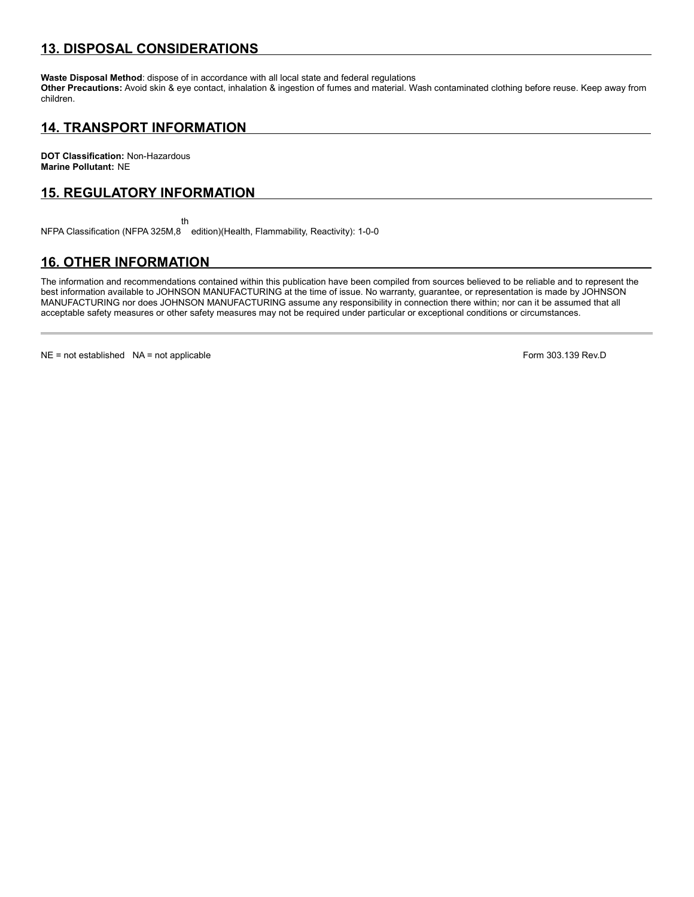## 13. DISPOSAL CONSIDERATIONS

**Waste Disposal Method**: dispose of in accordance with all local state and federal regulations
**Other Precautions:** Avoid skin & eye contact, inhalation & ingestion of fumes and material. Wash contaminated clothing before reuse. Keep away from children.

## 14. TRANSPORT INFORMATION

**DOT Classification:** Non-Hazardous
**Marine Pollutant:** NE

## 15. REGULATORY INFORMATION

NFPA Classification (NFPA 325M,8th edition)(Health, Flammability, Reactivity): 1-0-0

## 16. OTHER INFORMATION

The information and recommendations contained within this publication have been compiled from sources believed to be reliable and to represent the best information available to JOHNSON MANUFACTURING at the time of issue. No warranty, guarantee, or representation is made by JOHNSON MANUFACTURING nor does JOHNSON MANUFACTURING assume any responsibility in connection there within; nor can it be assumed that all acceptable safety measures or other safety measures may not be required under particular or exceptional conditions or circumstances.

---

NE = not established NA = not applicable

Form 303.139 Rev.D